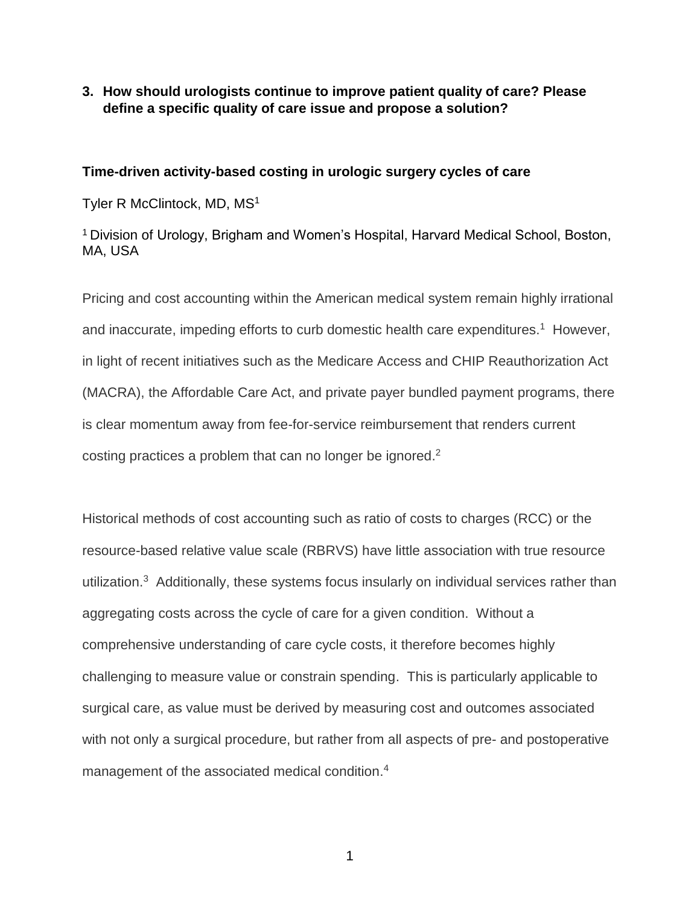**3. How should urologists continue to improve patient quality of care? Please define a specific quality of care issue and propose a solution?**

## Time-driven activity-based costing in urologic surgery cycles of care

Tyler R McClintock, MD, MS[1]

[1] Division of Urology, Brigham and Women's Hospital, Harvard Medical School, Boston, MA, USA

Pricing and cost accounting within the American medical system remain highly irrational and inaccurate, impeding efforts to curb domestic health care expenditures.[1] However, in light of recent initiatives such as the Medicare Access and CHIP Reauthorization Act (MACRA), the Affordable Care Act, and private payer bundled payment programs, there is clear momentum away from fee-for-service reimbursement that renders current costing practices a problem that can no longer be ignored.[2]

Historical methods of cost accounting such as ratio of costs to charges (RCC) or the resource-based relative value scale (RBRVS) have little association with true resource utilization.[3] Additionally, these systems focus insularly on individual services rather than aggregating costs across the cycle of care for a given condition. Without a comprehensive understanding of care cycle costs, it therefore becomes highly challenging to measure value or constrain spending. This is particularly applicable to surgical care, as value must be derived by measuring cost and outcomes associated with not only a surgical procedure, but rather from all aspects of pre- and postoperative management of the associated medical condition.[4]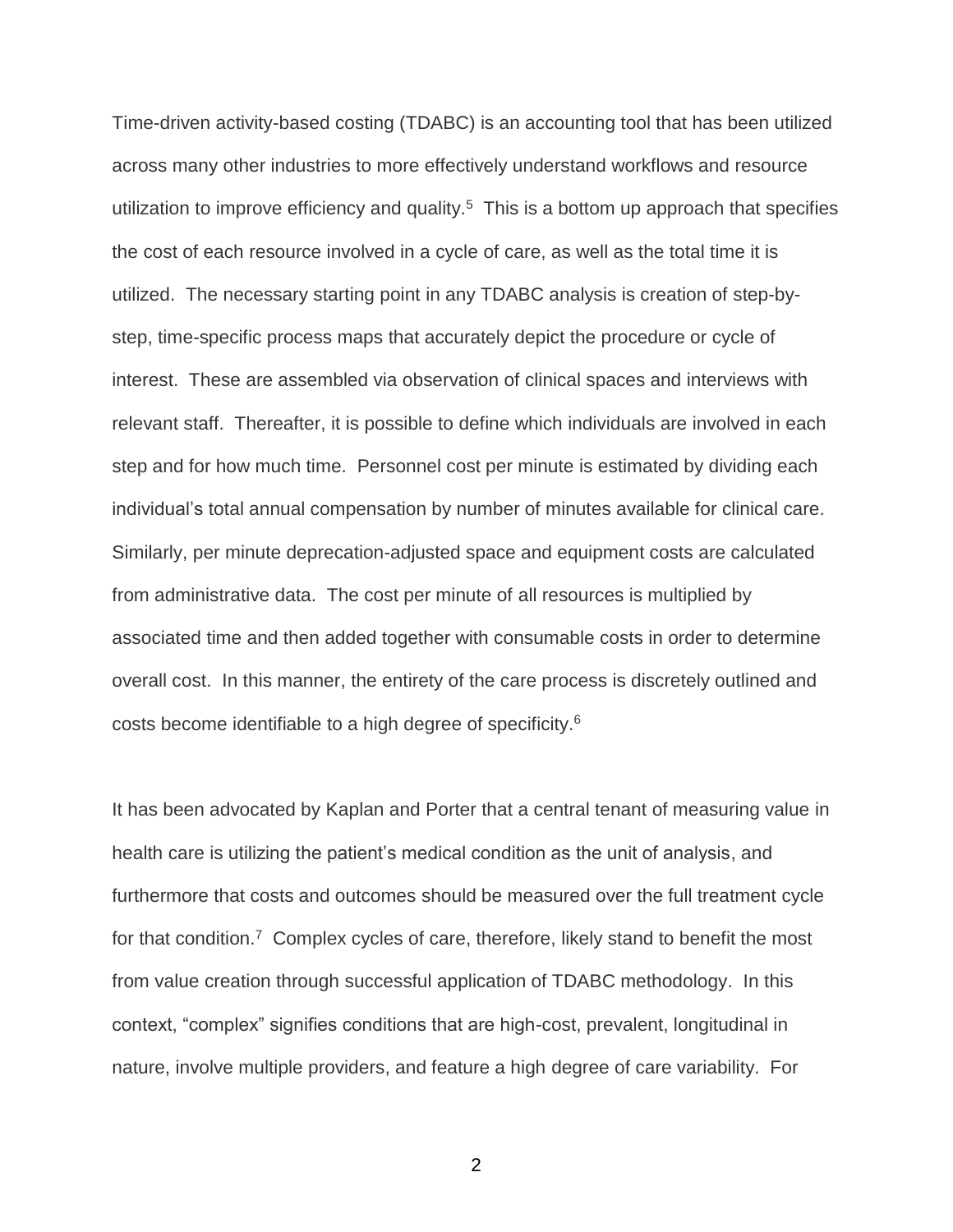Time-driven activity-based costing (TDABC) is an accounting tool that has been utilized across many other industries to more effectively understand workflows and resource utilization to improve efficiency and quality.[5] This is a bottom up approach that specifies the cost of each resource involved in a cycle of care, as well as the total time it is utilized. The necessary starting point in any TDABC analysis is creation of step-by-step, time-specific process maps that accurately depict the procedure or cycle of interest. These are assembled via observation of clinical spaces and interviews with relevant staff. Thereafter, it is possible to define which individuals are involved in each step and for how much time. Personnel cost per minute is estimated by dividing each individual's total annual compensation by number of minutes available for clinical care. Similarly, per minute deprecation-adjusted space and equipment costs are calculated from administrative data. The cost per minute of all resources is multiplied by associated time and then added together with consumable costs in order to determine overall cost. In this manner, the entirety of the care process is discretely outlined and costs become identifiable to a high degree of specificity.[6]

It has been advocated by Kaplan and Porter that a central tenant of measuring value in health care is utilizing the patient's medical condition as the unit of analysis, and furthermore that costs and outcomes should be measured over the full treatment cycle for that condition.[7] Complex cycles of care, therefore, likely stand to benefit the most from value creation through successful application of TDABC methodology. In this context, "complex" signifies conditions that are high-cost, prevalent, longitudinal in nature, involve multiple providers, and feature a high degree of care variability. For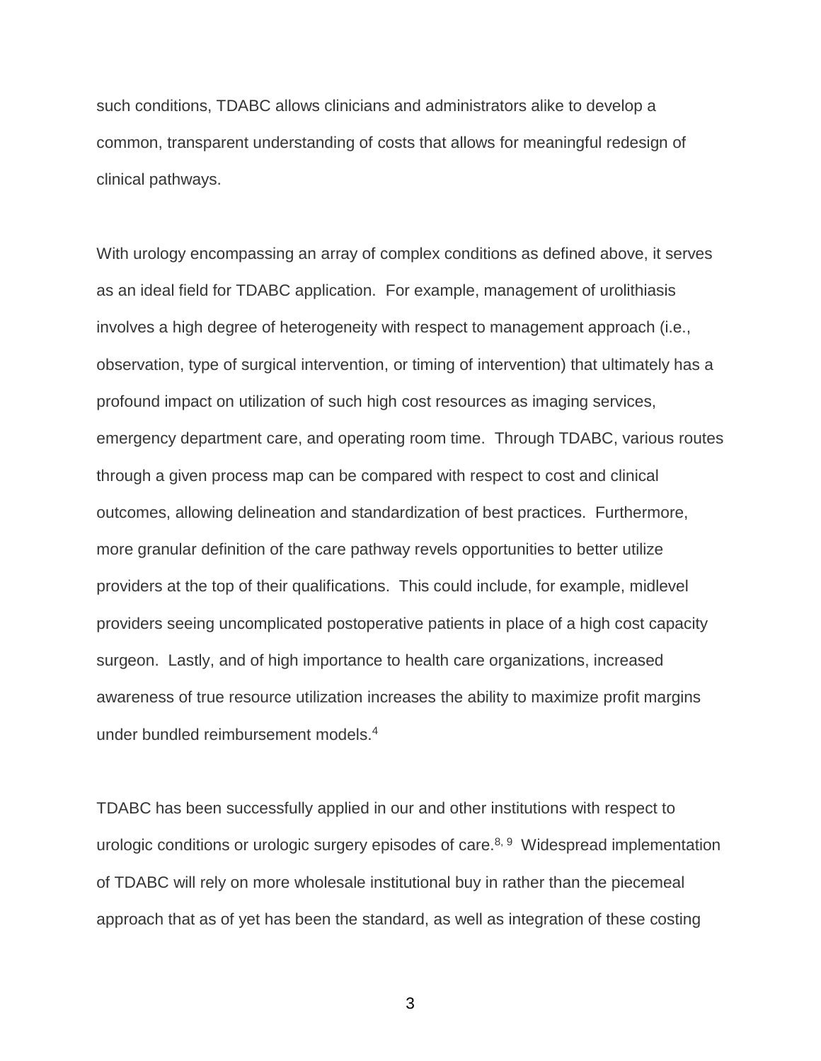such conditions, TDABC allows clinicians and administrators alike to develop a common, transparent understanding of costs that allows for meaningful redesign of clinical pathways.

With urology encompassing an array of complex conditions as defined above, it serves as an ideal field for TDABC application. For example, management of urolithiasis involves a high degree of heterogeneity with respect to management approach (i.e., observation, type of surgical intervention, or timing of intervention) that ultimately has a profound impact on utilization of such high cost resources as imaging services, emergency department care, and operating room time. Through TDABC, various routes through a given process map can be compared with respect to cost and clinical outcomes, allowing delineation and standardization of best practices. Furthermore, more granular definition of the care pathway revels opportunities to better utilize providers at the top of their qualifications. This could include, for example, midlevel providers seeing uncomplicated postoperative patients in place of a high cost capacity surgeon. Lastly, and of high importance to health care organizations, increased awareness of true resource utilization increases the ability to maximize profit margins under bundled reimbursement models.[4]

TDABC has been successfully applied in our and other institutions with respect to urologic conditions or urologic surgery episodes of care.[8, 9] Widespread implementation of TDABC will rely on more wholesale institutional buy in rather than the piecemeal approach that as of yet has been the standard, as well as integration of these costing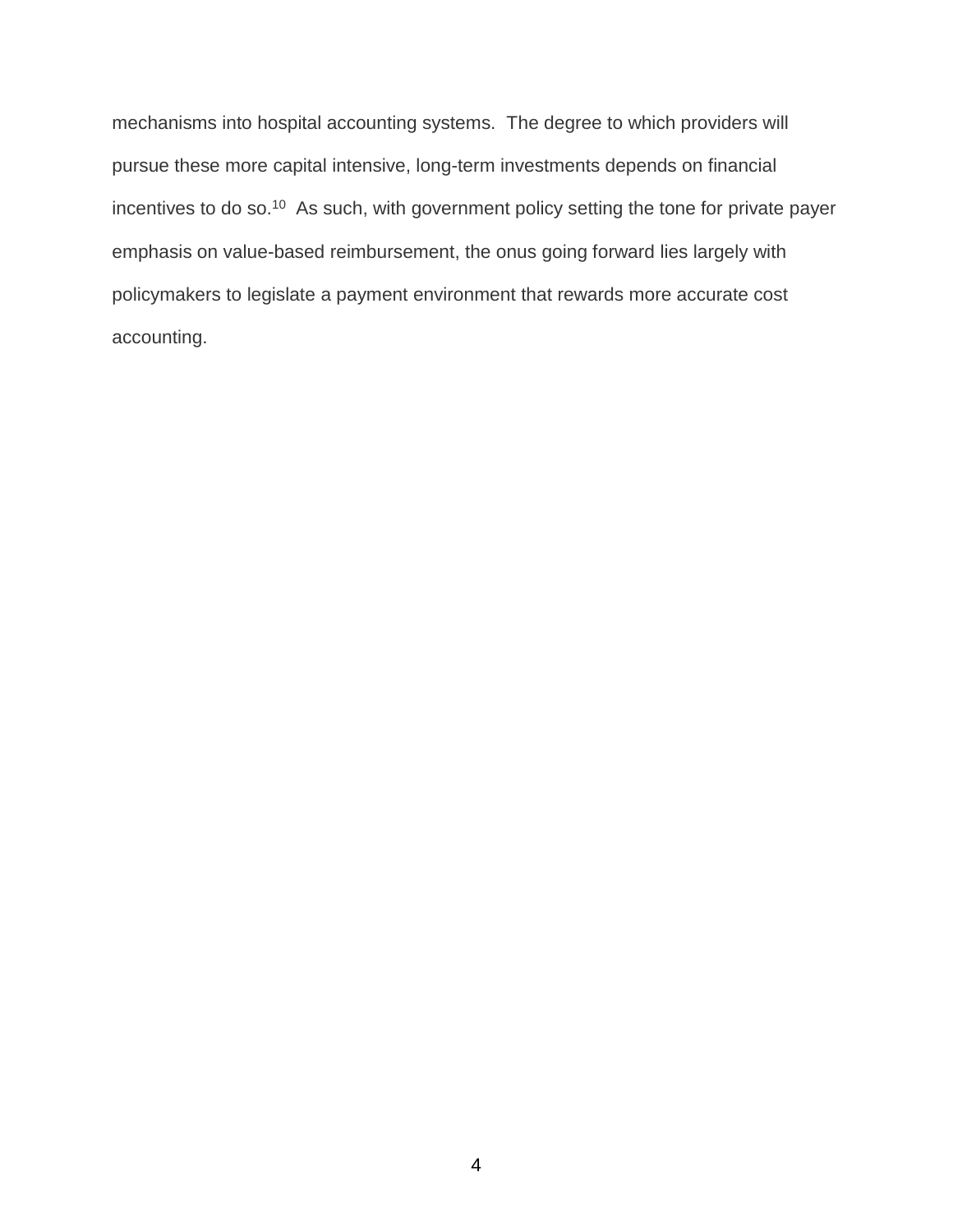mechanisms into hospital accounting systems.  The degree to which providers will pursue these more capital intensive, long-term investments depends on financial incentives to do so.[10]  As such, with government policy setting the tone for private payer emphasis on value-based reimbursement, the onus going forward lies largely with policymakers to legislate a payment environment that rewards more accurate cost accounting.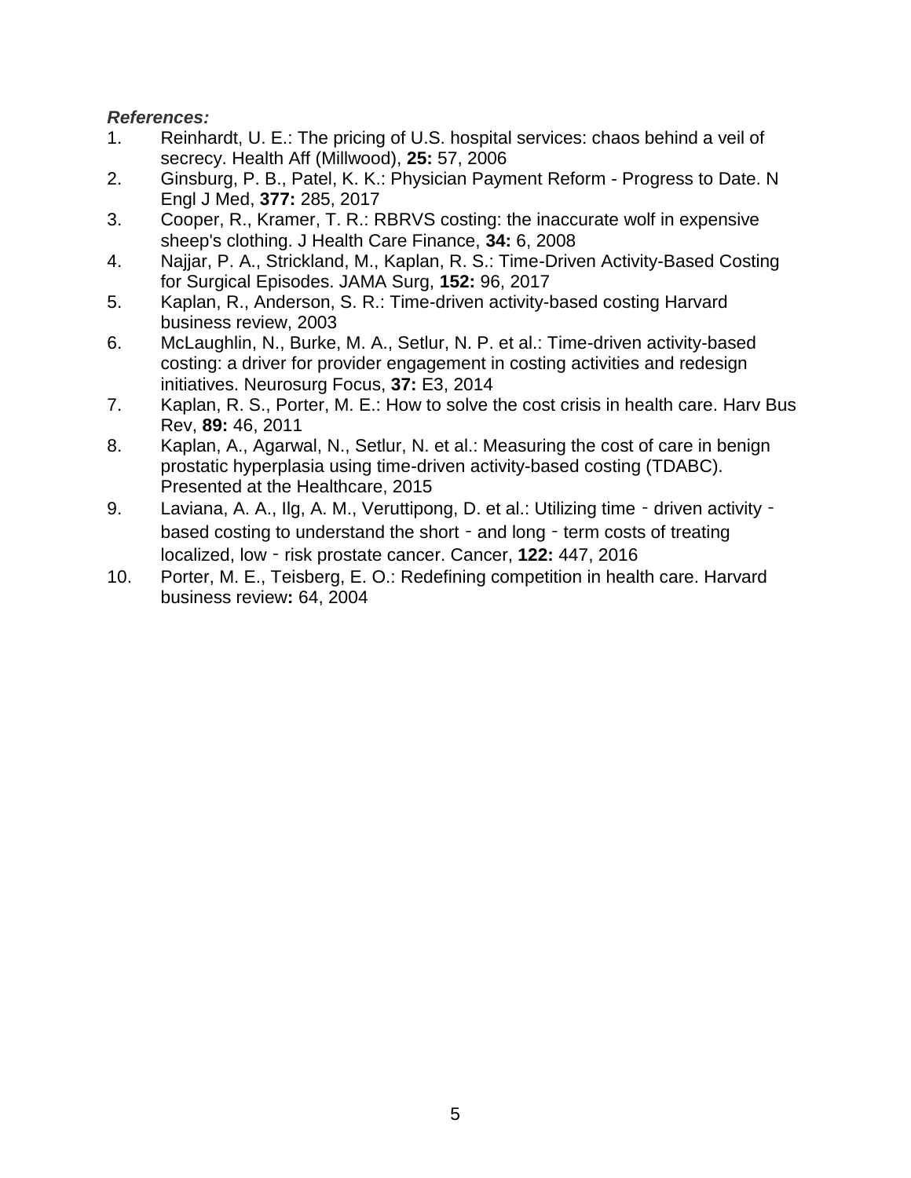***References:***

1. Reinhardt, U. E.: The pricing of U.S. hospital services: chaos behind a veil of secrecy. Health Aff (Millwood), **25:** 57, 2006
2. Ginsburg, P. B., Patel, K. K.: Physician Payment Reform - Progress to Date. N Engl J Med, **377:** 285, 2017
3. Cooper, R., Kramer, T. R.: RBRVS costing: the inaccurate wolf in expensive sheep's clothing. J Health Care Finance, **34:** 6, 2008
4. Najjar, P. A., Strickland, M., Kaplan, R. S.: Time-Driven Activity-Based Costing for Surgical Episodes. JAMA Surg, **152:** 96, 2017
5. Kaplan, R., Anderson, S. R.: Time-driven activity-based costing Harvard business review, 2003
6. McLaughlin, N., Burke, M. A., Setlur, N. P. et al.: Time-driven activity-based costing: a driver for provider engagement in costing activities and redesign initiatives. Neurosurg Focus, **37:** E3, 2014
7. Kaplan, R. S., Porter, M. E.: How to solve the cost crisis in health care. Harv Bus Rev, **89:** 46, 2011
8. Kaplan, A., Agarwal, N., Setlur, N. et al.: Measuring the cost of care in benign prostatic hyperplasia using time-driven activity-based costing (TDABC). Presented at the Healthcare, 2015
9. Laviana, A. A., Ilg, A. M., Veruttipong, D. et al.: Utilizing time‐driven activity‐based costing to understand the short‐and long‐term costs of treating localized, low‐risk prostate cancer. Cancer, **122:** 447, 2016
10. Porter, M. E., Teisberg, E. O.: Redefining competition in health care. Harvard business review**:** 64, 2004